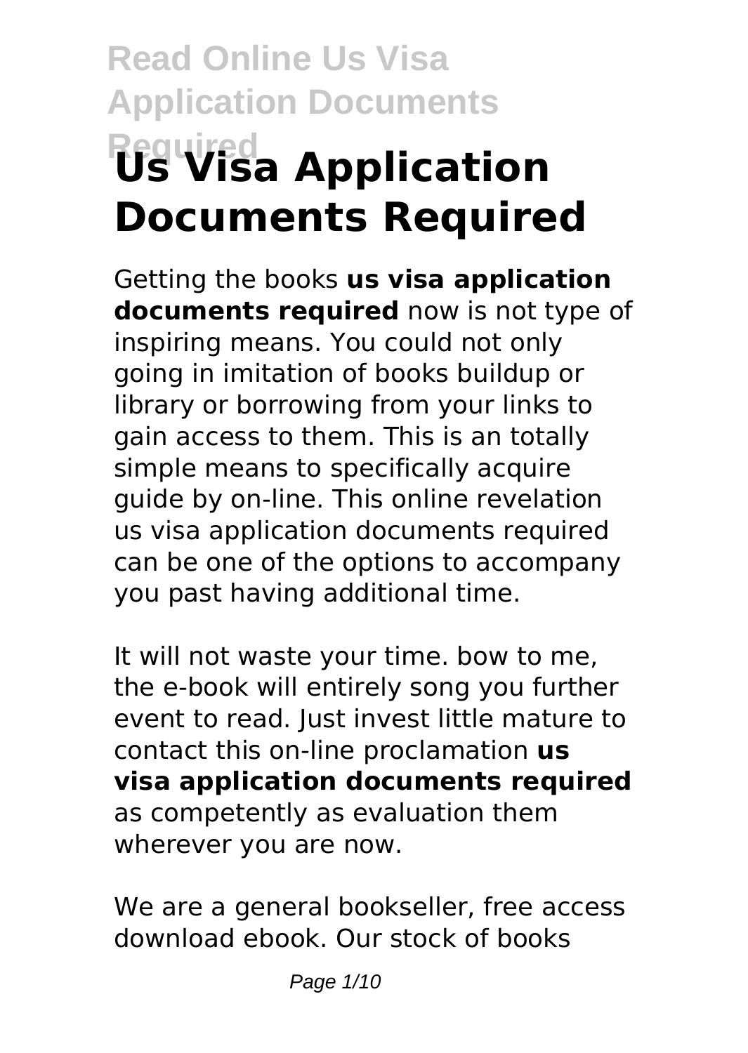# Us Visa Application Documents Required

Getting the books **us visa application documents required** now is not type of inspiring means. You could not only going in imitation of books buildup or library or borrowing from your links to gain access to them. This is an totally simple means to specifically acquire guide by on-line. This online revelation us visa application documents required can be one of the options to accompany you past having additional time.

It will not waste your time. bow to me, the e-book will entirely song you further event to read. Just invest little mature to contact this on-line proclamation **us visa application documents required** as competently as evaluation them wherever you are now.

We are a general bookseller, free access download ebook. Our stock of books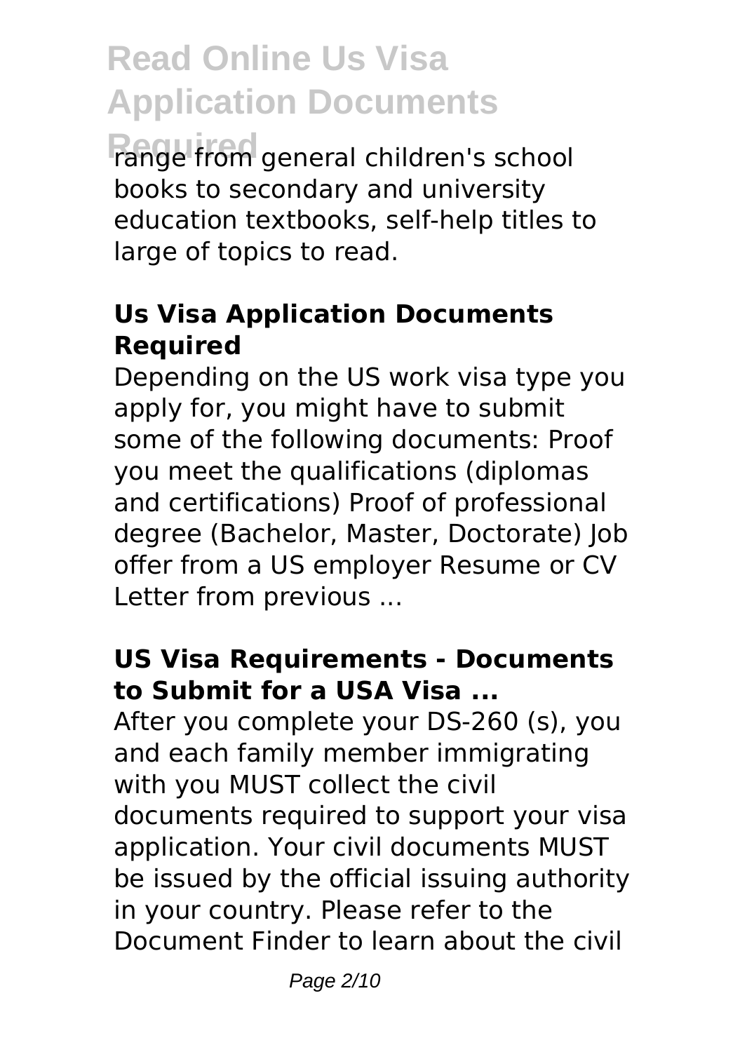range from general children's school books to secondary and university education textbooks, self-help titles to large of topics to read.

## Us Visa Application Documents Required

Depending on the US work visa type you apply for, you might have to submit some of the following documents: Proof you meet the qualifications (diplomas and certifications) Proof of professional degree (Bachelor, Master, Doctorate) Job offer from a US employer Resume or CV Letter from previous ...

## US Visa Requirements - Documents to Submit for a USA Visa ...

After you complete your DS-260 (s), you and each family member immigrating with you MUST collect the civil documents required to support your visa application. Your civil documents MUST be issued by the official issuing authority in your country. Please refer to the Document Finder to learn about the civil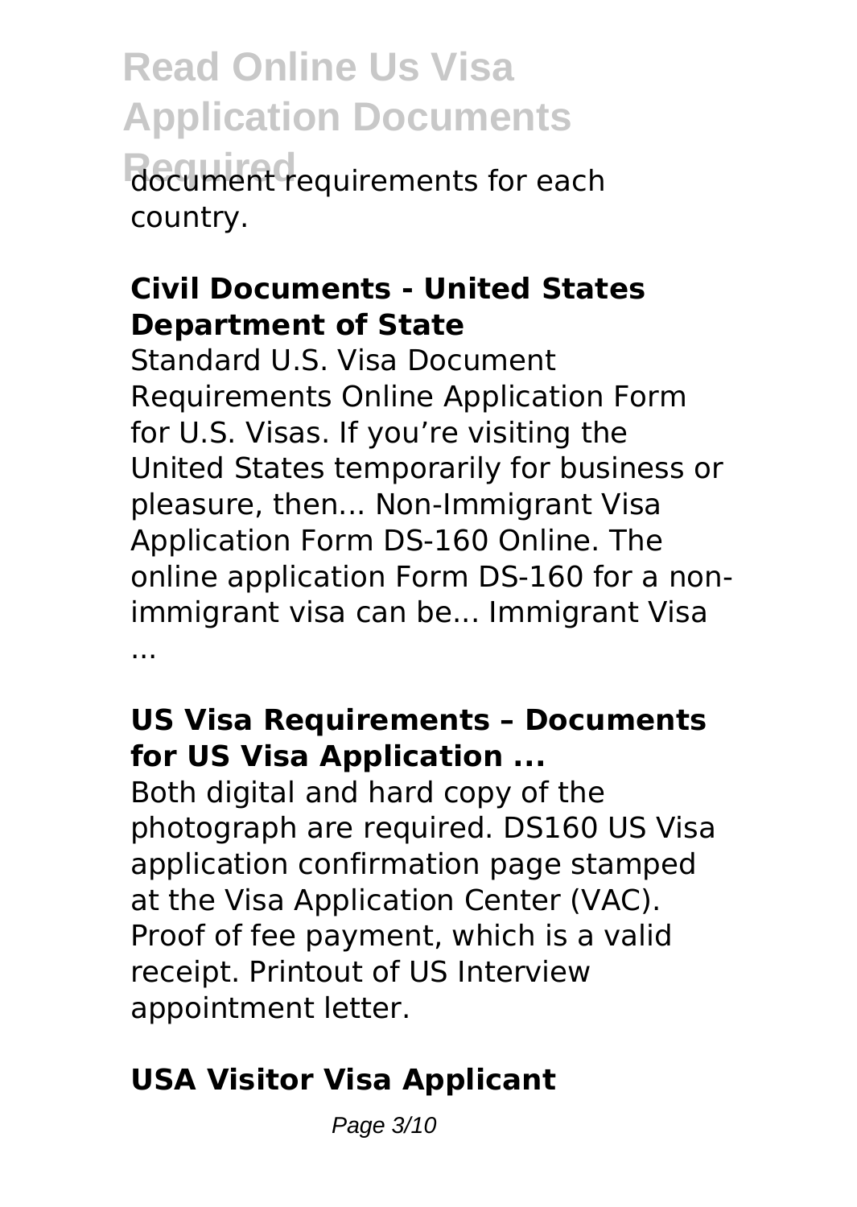document requirements for each country.

**Civil Documents - United States Department of State**

Standard U.S. Visa Document Requirements Online Application Form for U.S. Visas. If you're visiting the United States temporarily for business or pleasure, then... Non-Immigrant Visa Application Form DS-160 Online. The online application Form DS-160 for a non-immigrant visa can be... Immigrant Visa ...

**US Visa Requirements – Documents for US Visa Application ...**

Both digital and hard copy of the photograph are required. DS160 US Visa application confirmation page stamped at the Visa Application Center (VAC). Proof of fee payment, which is a valid receipt. Printout of US Interview appointment letter.

**USA Visitor Visa Applicant**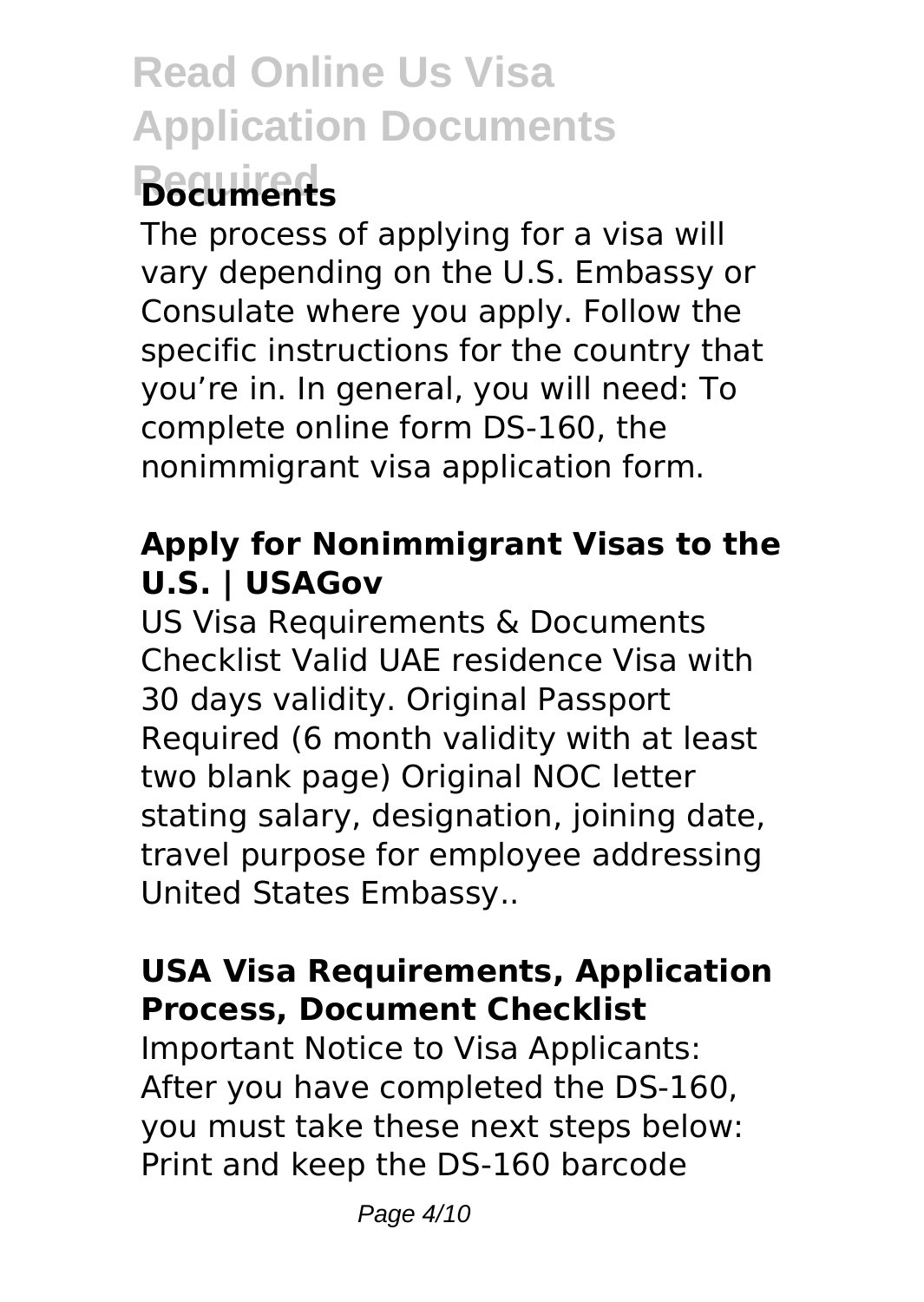## Documents

The process of applying for a visa will vary depending on the U.S. Embassy or Consulate where you apply. Follow the specific instructions for the country that you're in. In general, you will need: To complete online form DS-160, the nonimmigrant visa application form.

### Apply for Nonimmigrant Visas to the U.S. | USAGov

US Visa Requirements & Documents Checklist Valid UAE residence Visa with 30 days validity. Original Passport Required (6 month validity with at least two blank page) Original NOC letter stating salary, designation, joining date, travel purpose for employee addressing United States Embassy..

### USA Visa Requirements, Application Process, Document Checklist

Important Notice to Visa Applicants: After you have completed the DS-160, you must take these next steps below: Print and keep the DS-160 barcode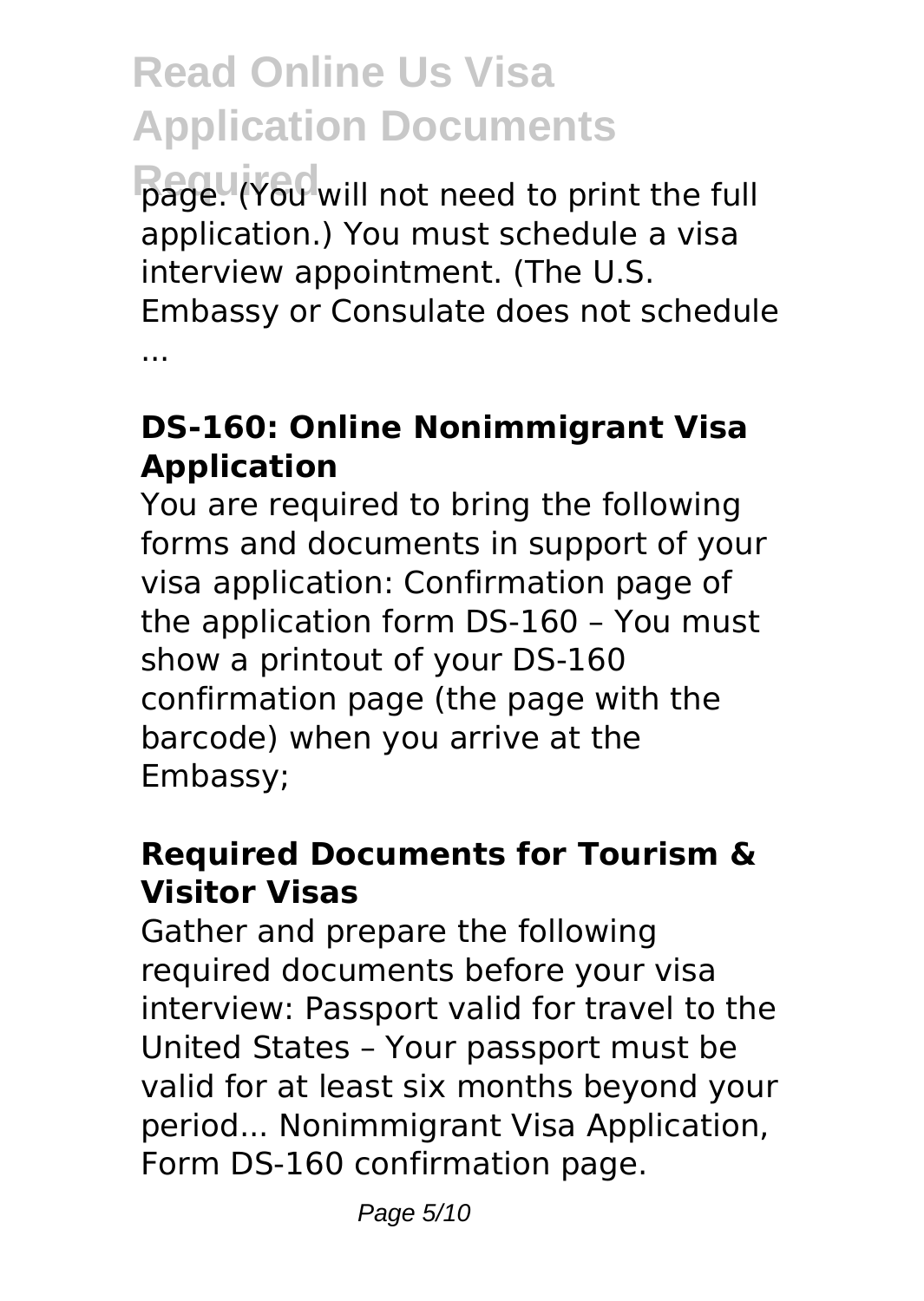page. (You will not need to print the full application.) You must schedule a visa interview appointment. (The U.S. Embassy or Consulate does not schedule ...

### DS-160: Online Nonimmigrant Visa Application

You are required to bring the following forms and documents in support of your visa application: Confirmation page of the application form DS-160 – You must show a printout of your DS-160 confirmation page (the page with the barcode) when you arrive at the Embassy;

### Required Documents for Tourism & Visitor Visas

Gather and prepare the following required documents before your visa interview: Passport valid for travel to the United States – Your passport must be valid for at least six months beyond your period... Nonimmigrant Visa Application, Form DS-160 confirmation page.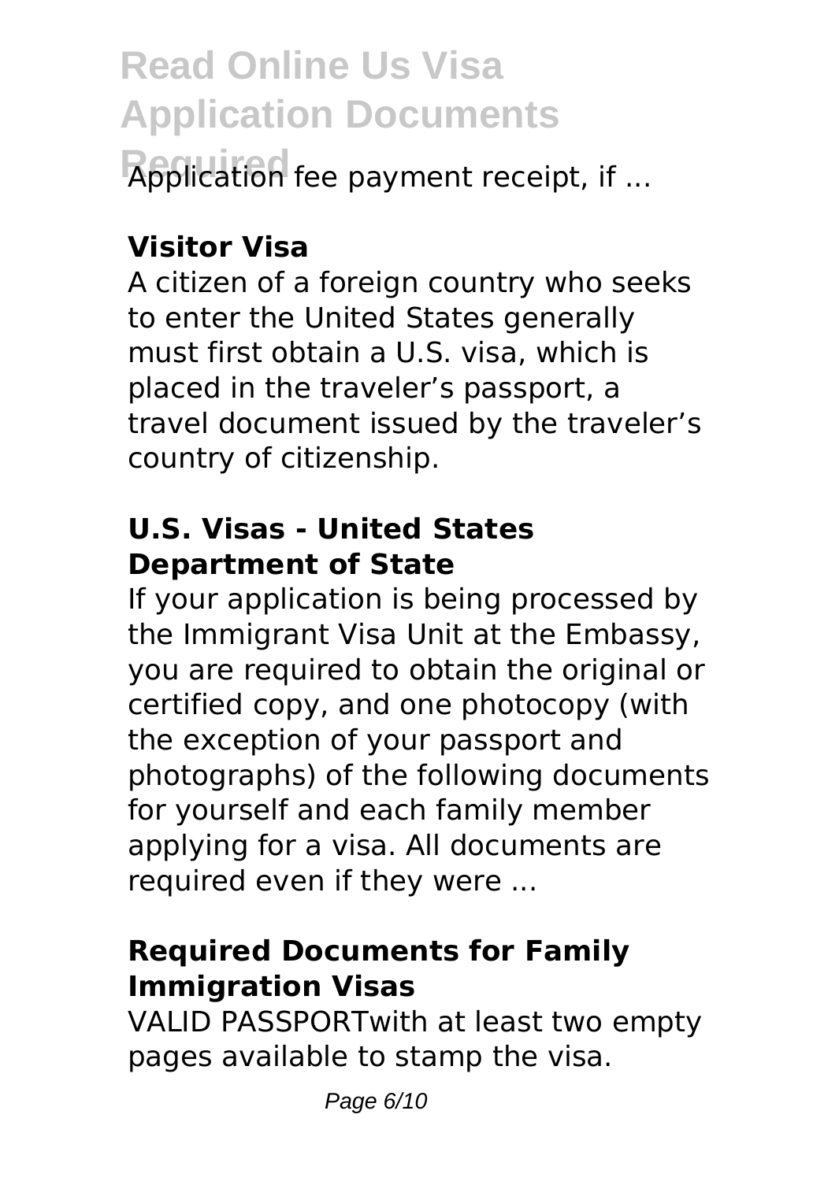Application fee payment receipt, if ...

**Visitor Visa**

A citizen of a foreign country who seeks to enter the United States generally must first obtain a U.S. visa, which is placed in the traveler's passport, a travel document issued by the traveler's country of citizenship.

**U.S. Visas - United States Department of State**

If your application is being processed by the Immigrant Visa Unit at the Embassy, you are required to obtain the original or certified copy, and one photocopy (with the exception of your passport and photographs) of the following documents for yourself and each family member applying for a visa. All documents are required even if they were ...

**Required Documents for Family Immigration Visas**

VALID PASSPORTwith at least two empty pages available to stamp the visa.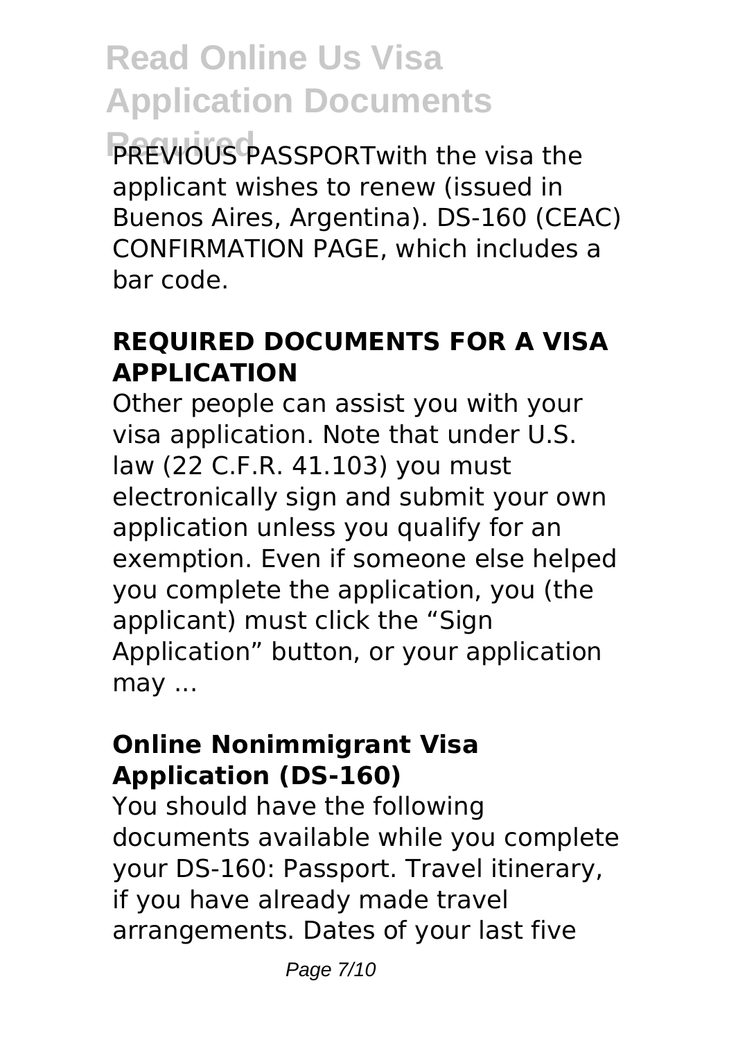PREVIOUS PASSPORTwith the visa the applicant wishes to renew (issued in Buenos Aires, Argentina). DS-160 (CEAC) CONFIRMATION PAGE, which includes a bar code.

## REQUIRED DOCUMENTS FOR A VISA APPLICATION

Other people can assist you with your visa application. Note that under U.S. law (22 C.F.R. 41.103) you must electronically sign and submit your own application unless you qualify for an exemption. Even if someone else helped you complete the application, you (the applicant) must click the "Sign Application" button, or your application may ...

## Online Nonimmigrant Visa Application (DS-160)

You should have the following documents available while you complete your DS-160: Passport. Travel itinerary, if you have already made travel arrangements. Dates of your last five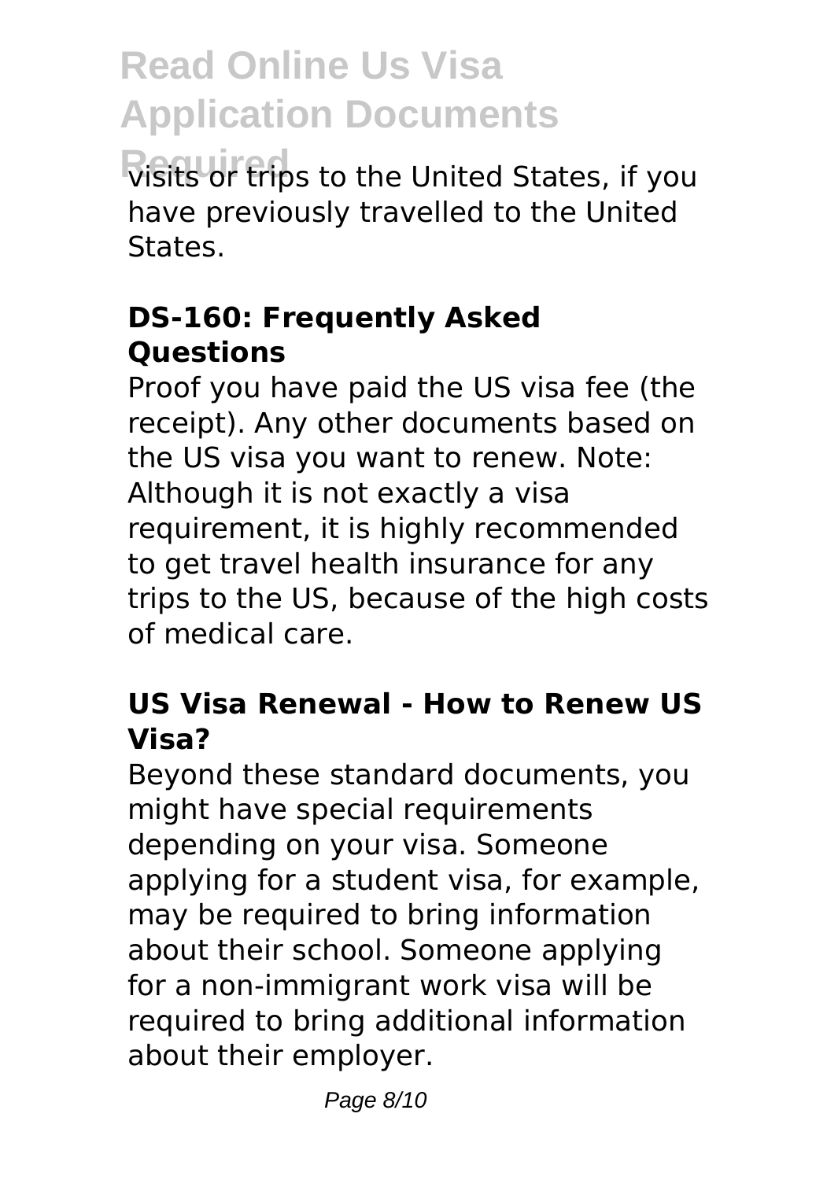visits or trips to the United States, if you have previously travelled to the United States.

### DS-160: Frequently Asked Questions

Proof you have paid the US visa fee (the receipt). Any other documents based on the US visa you want to renew. Note: Although it is not exactly a visa requirement, it is highly recommended to get travel health insurance for any trips to the US, because of the high costs of medical care.

### US Visa Renewal - How to Renew US Visa?

Beyond these standard documents, you might have special requirements depending on your visa. Someone applying for a student visa, for example, may be required to bring information about their school. Someone applying for a non-immigrant work visa will be required to bring additional information about their employer.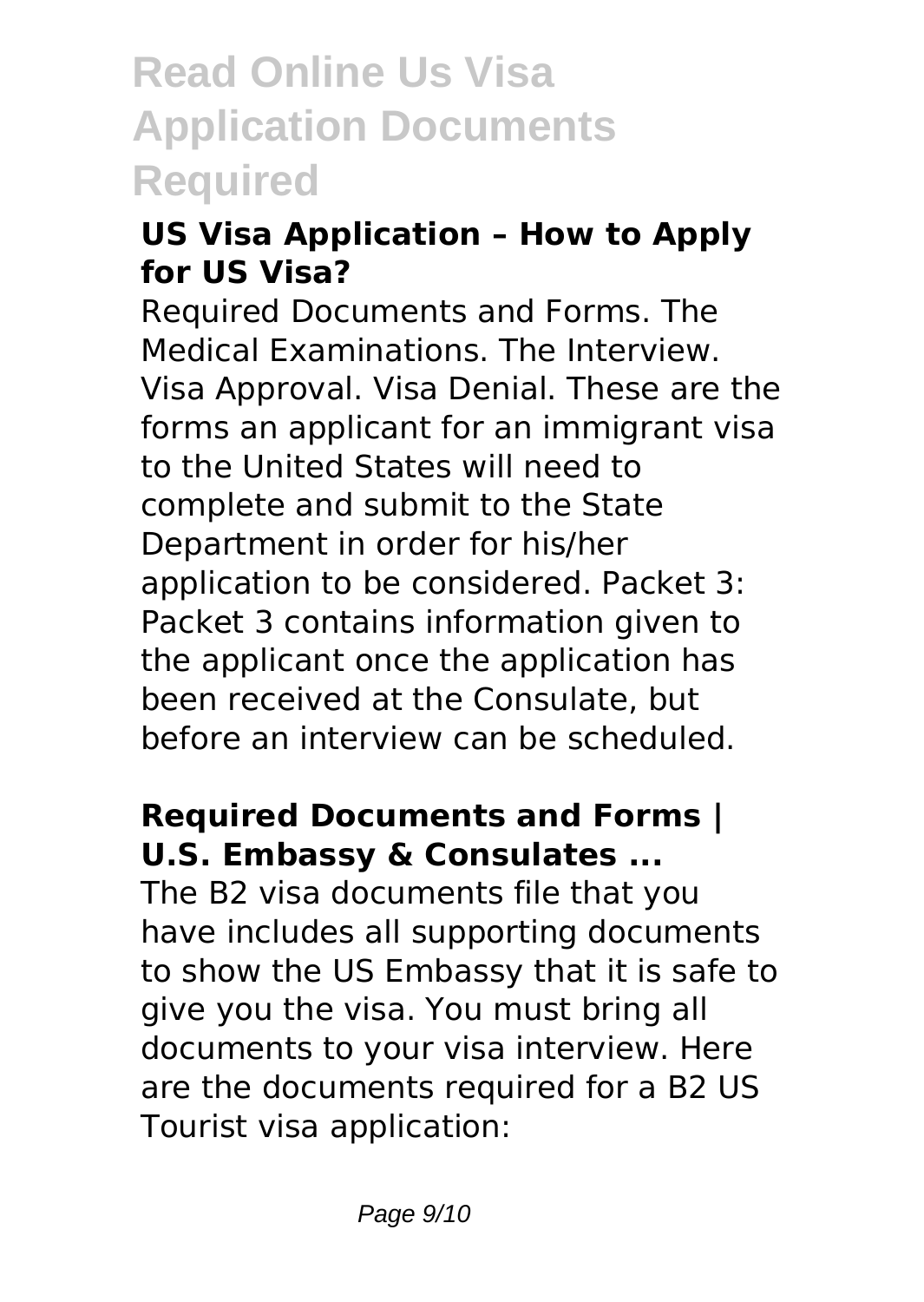### US Visa Application – How to Apply for US Visa?

Required Documents and Forms. The Medical Examinations. The Interview. Visa Approval. Visa Denial. These are the forms an applicant for an immigrant visa to the United States will need to complete and submit to the State Department in order for his/her application to be considered. Packet 3: Packet 3 contains information given to the applicant once the application has been received at the Consulate, but before an interview can be scheduled.

### Required Documents and Forms | U.S. Embassy & Consulates ...

The B2 visa documents file that you have includes all supporting documents to show the US Embassy that it is safe to give you the visa. You must bring all documents to your visa interview. Here are the documents required for a B2 US Tourist visa application: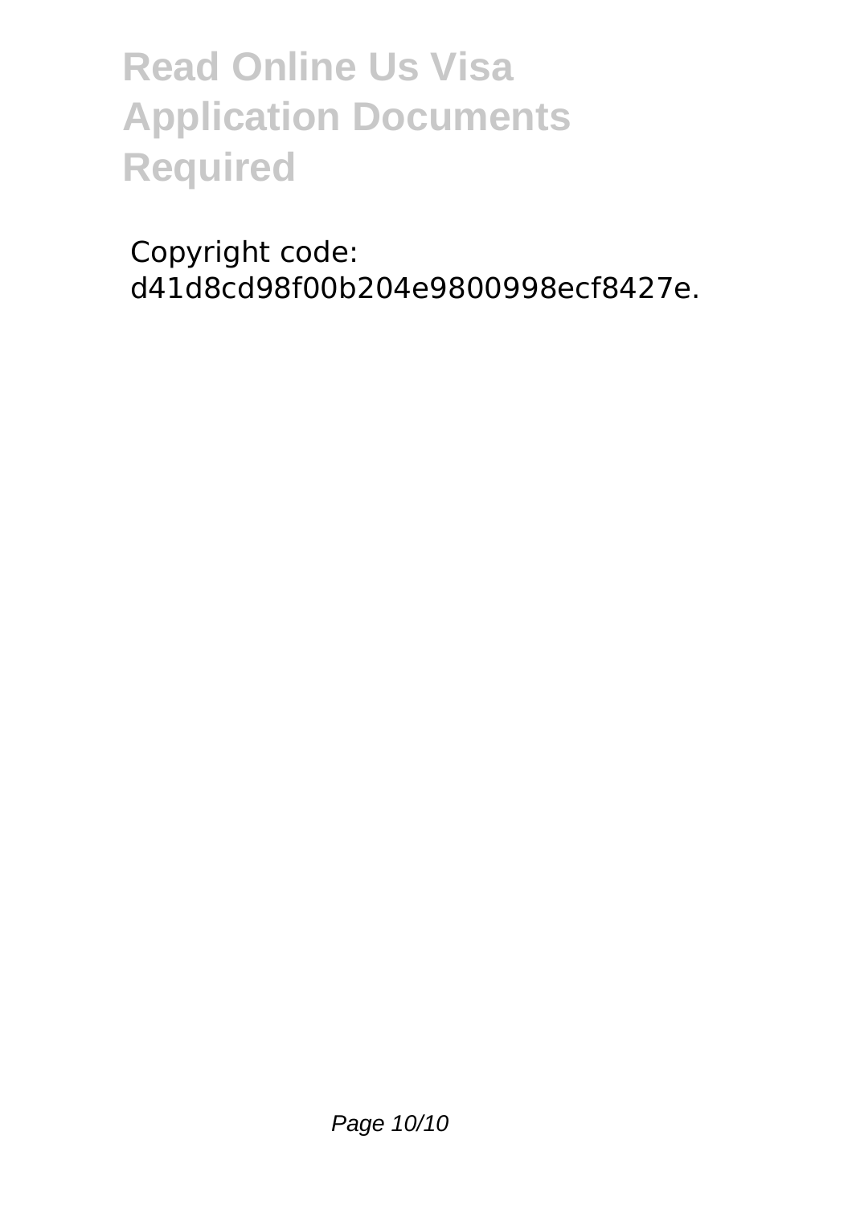Copyright code: d41d8cd98f00b204e9800998ecf8427e.